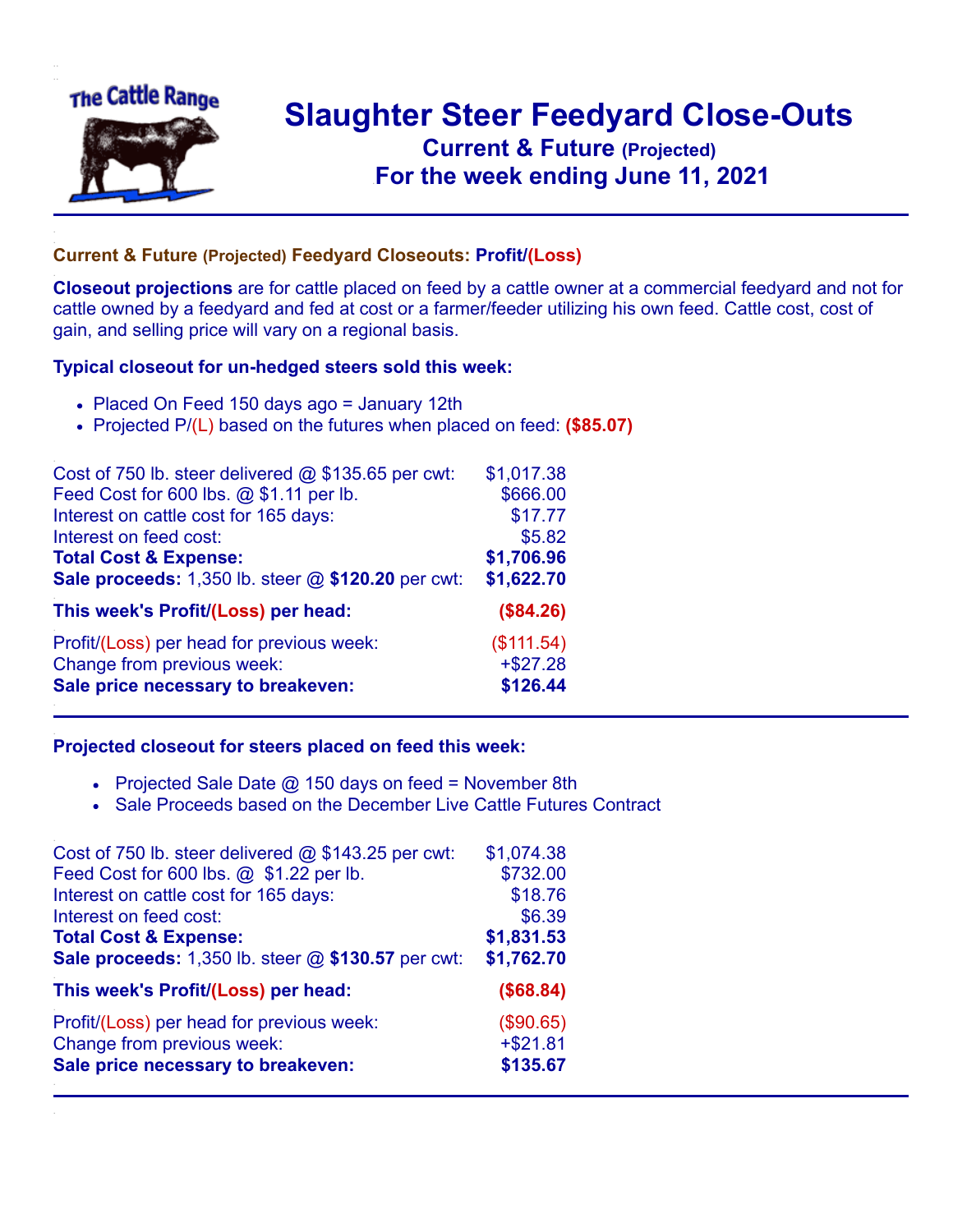# Slaughter Steer Feedyard Close-Outs

## Current & Future (Projected)

## For the week ending June 11, 2021

### Current & Future (Projected) Feedyard Closeouts: Profit/(Loss)

**Closeout projections** are for cattle placed on feed by a cattle owner at a commercial feedyard and not for cattle owned by a feedyard and fed at cost or a farmer/feeder utilizing his own feed. Cattle cost, cost of gain, and selling price will vary on a regional basis.

### Typical closeout for un-hedged steers sold this week:

- Placed On Feed 150 days ago = January 12th
- Projected P/(L) based on the futures when placed on feed: **($85.07)**

| | |
|---|---|
| Cost of 750 lb. steer delivered @ $135.65 per cwt: | $1,017.38 |
| Feed Cost for 600 lbs. @ $1.11 per lb. | $666.00 |
| Interest on cattle cost for 165 days: | $17.77 |
| Interest on feed cost: | $5.82 |
| **Total Cost & Expense:** | **$1,706.96** |
| **Sale proceeds:** 1,350 lb. steer @ **$120.20** per cwt: | **$1,622.70** |
| **This week's Profit/(Loss) per head:** | **($84.26)** |
| Profit/(Loss) per head for previous week: | ($111.54) |
| Change from previous week: | +$27.28 |
| **Sale price necessary to breakeven:** | **$126.44** |

### Projected closeout for steers placed on feed this week:

- Projected Sale Date @ 150 days on feed = November 8th
- Sale Proceeds based on the December Live Cattle Futures Contract

| | |
|---|---|
| Cost of 750 lb. steer delivered @ $143.25 per cwt: | $1,074.38 |
| Feed Cost for 600 lbs. @ $1.22 per lb. | $732.00 |
| Interest on cattle cost for 165 days: | $18.76 |
| Interest on feed cost: | $6.39 |
| **Total Cost & Expense:** | **$1,831.53** |
| **Sale proceeds:** 1,350 lb. steer @ **$130.57** per cwt: | **$1,762.70** |
| **This week's Profit/(Loss) per head:** | **($68.84)** |
| Profit/(Loss) per head for previous week: | ($90.65) |
| Change from previous week: | +$21.81 |
| **Sale price necessary to breakeven:** | **$135.67** |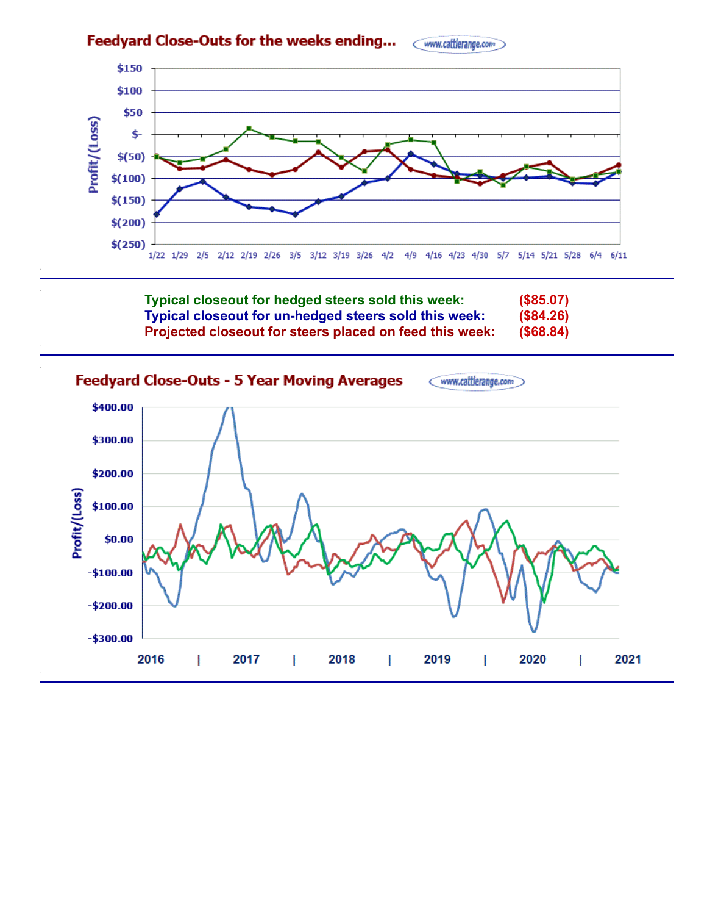## Feedyard Close-Outs for the weeks ending...

www.cattlerange.com

Profit/(Loss)

$150
$100
$50
$-
$(50)
$(100)
$(150)
$(200)
$(250)

1/22 1/29 2/5 2/12 2/19 2/26 3/5 3/12 3/19 3/26 4/2 4/9 4/16 4/23 4/30 5/7 5/14 5/21 5/28 6/4 6/11

---

**Typical closeout for hedged steers sold this week:** ($85.07)

**Typical closeout for un-hedged steers sold this week:** ($84.26)

**Projected closeout for steers placed on feed this week:** ($68.84)

---

## Feedyard Close-Outs - 5 Year Moving Averages

www.cattlerange.com

Profit/(Loss)

$400.00
$300.00
$200.00
$100.00
$0.00
-$100.00
-$200.00
-$300.00

2016 | 2017 | 2018 | 2019 | 2020 | 2021